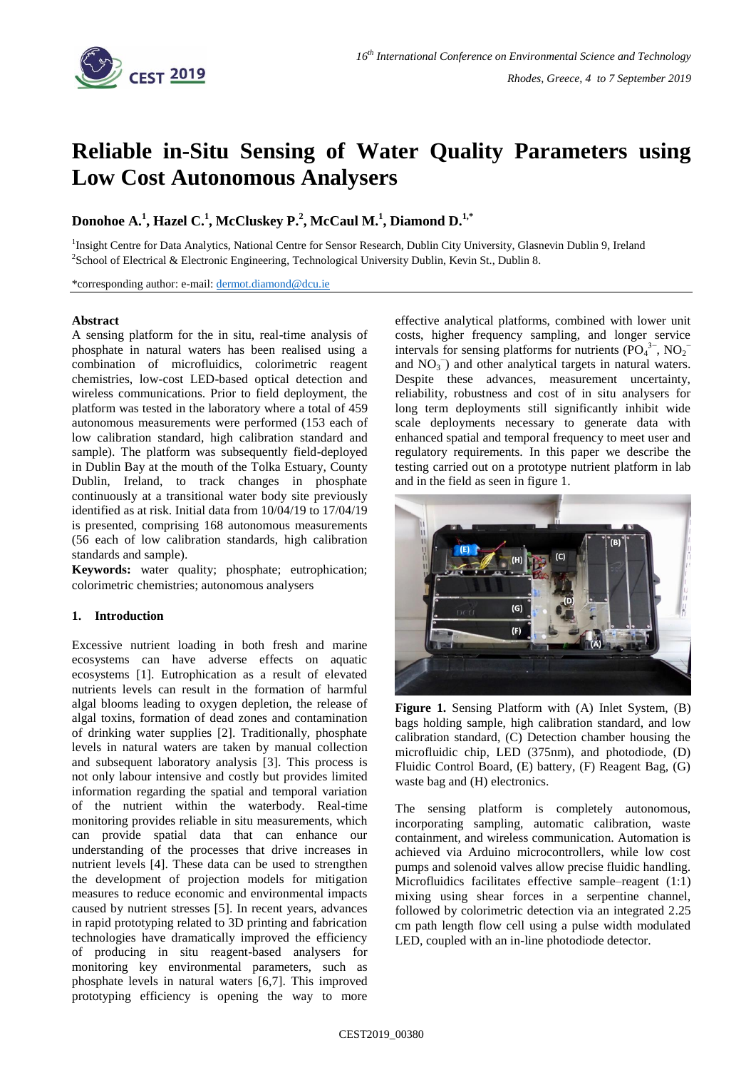# Reliable in-Situ Sensing of Water Quality Parameters using Low Cost Autonomous Analysers

**Donohoe A.[1], Hazel C.[1], McCluskey P.[2], McCaul M.[1], Diamond D.[1,*]**

[1]Insight Centre for Data Analytics, National Centre for Sensor Research, Dublin City University, Glasnevin Dublin 9, Ireland
[2]School of Electrical & Electronic Engineering, Technological University Dublin, Kevin St., Dublin 8.

*corresponding author: e-mail: dermot.diamond@dcu.ie

**Abstract**

A sensing platform for the in situ, real-time analysis of phosphate in natural waters has been realised using a combination of microfluidics, colorimetric reagent chemistries, low-cost LED-based optical detection and wireless communications. Prior to field deployment, the platform was tested in the laboratory where a total of 459 autonomous measurements were performed (153 each of low calibration standard, high calibration standard and sample). The platform was subsequently field-deployed in Dublin Bay at the mouth of the Tolka Estuary, County Dublin, Ireland, to track changes in phosphate continuously at a transitional water body site previously identified as at risk. Initial data from 10/04/19 to 17/04/19 is presented, comprising 168 autonomous measurements (56 each of low calibration standards, high calibration standards and sample).

**Keywords:** water quality; phosphate; eutrophication; colorimetric chemistries; autonomous analysers

## 1. Introduction

Excessive nutrient loading in both fresh and marine ecosystems can have adverse effects on aquatic ecosystems [1]. Eutrophication as a result of elevated nutrients levels can result in the formation of harmful algal blooms leading to oxygen depletion, the release of algal toxins, formation of dead zones and contamination of drinking water supplies [2]. Traditionally, phosphate levels in natural waters are taken by manual collection and subsequent laboratory analysis [3]. This process is not only labour intensive and costly but provides limited information regarding the spatial and temporal variation of the nutrient within the waterbody. Real-time monitoring provides reliable in situ measurements, which can provide spatial data that can enhance our understanding of the processes that drive increases in nutrient levels [4]. These data can be used to strengthen the development of projection models for mitigation measures to reduce economic and environmental impacts caused by nutrient stresses [5]. In recent years, advances in rapid prototyping related to 3D printing and fabrication technologies have dramatically improved the efficiency of producing in situ reagent-based analysers for monitoring key environmental parameters, such as phosphate levels in natural waters [6,7]. This improved prototyping efficiency is opening the way to more effective analytical platforms, combined with lower unit costs, higher frequency sampling, and longer service intervals for sensing platforms for nutrients ($PO_4^{3-}$, $NO_2^-$ and $NO_3^-$) and other analytical targets in natural waters. Despite these advances, measurement uncertainty, reliability, robustness and cost of in situ analysers for long term deployments still significantly inhibit wide scale deployments necessary to generate data with enhanced spatial and temporal frequency to meet user and regulatory requirements. In this paper we describe the testing carried out on a prototype nutrient platform in lab and in the field as seen in figure 1.

**Figure 1.** Sensing Platform with (A) Inlet System, (B) bags holding sample, high calibration standard, and low calibration standard, (C) Detection chamber housing the microfluidic chip, LED (375nm), and photodiode, (D) Fluidic Control Board, (E) battery, (F) Reagent Bag, (G) waste bag and (H) electronics.

The sensing platform is completely autonomous, incorporating sampling, automatic calibration, waste containment, and wireless communication. Automation is achieved via Arduino microcontrollers, while low cost pumps and solenoid valves allow precise fluidic handling. Microfluidics facilitates effective sample–reagent (1:1) mixing using shear forces in a serpentine channel, followed by colorimetric detection via an integrated 2.25 cm path length flow cell using a pulse width modulated LED, coupled with an in-line photodiode detector.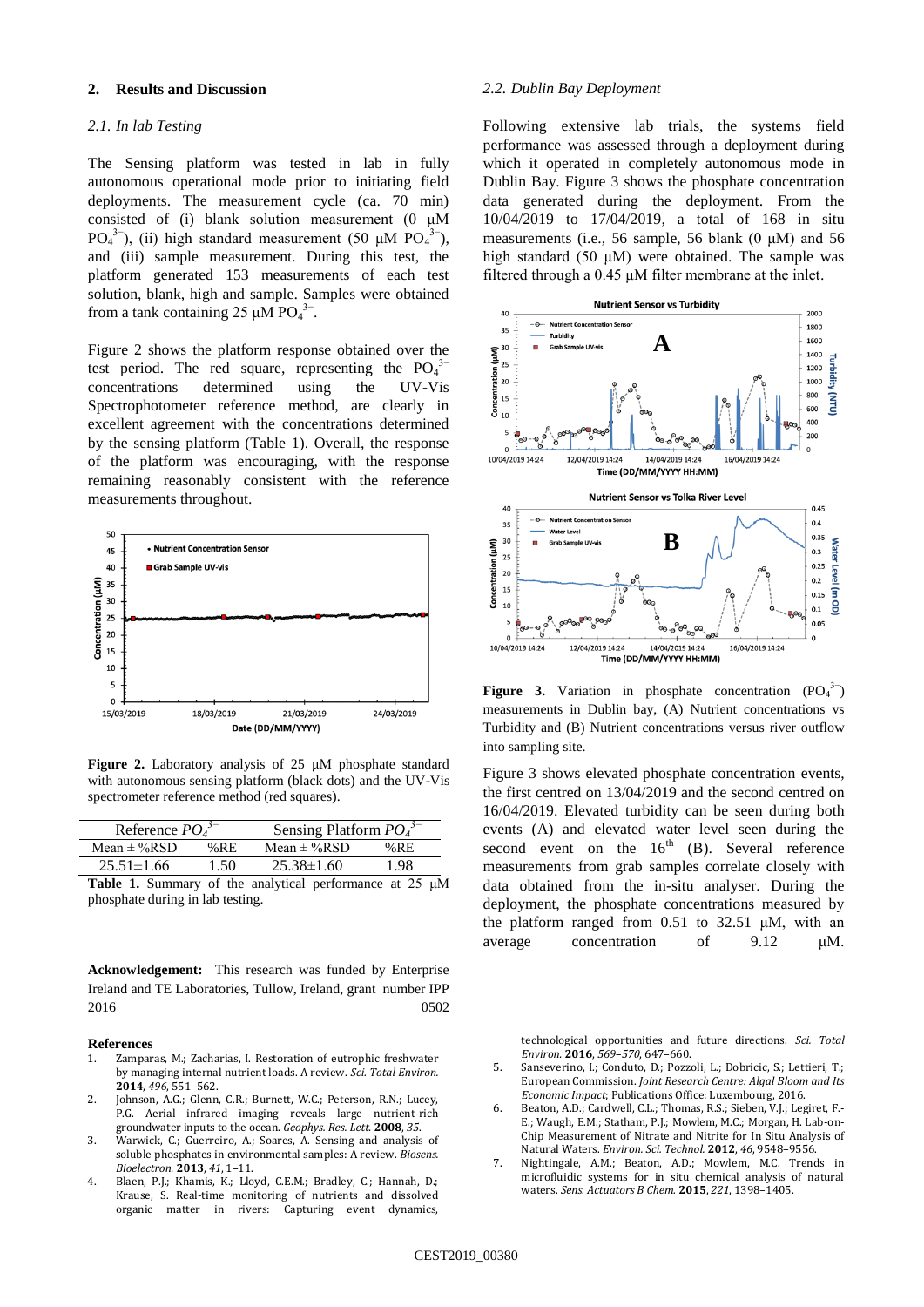## 2. Results and Discussion

### 2.1. In lab Testing

The Sensing platform was tested in lab in fully autonomous operational mode prior to initiating field deployments. The measurement cycle (ca. 70 min) consisted of (i) blank solution measurement (0 µM $PO_4^{3-}$), (ii) high standard measurement (50 µM $PO_4^{3-}$), and (iii) sample measurement. During this test, the platform generated 153 measurements of each test solution, blank, high and sample. Samples were obtained from a tank containing 25 µM $PO_4^{3-}$.

Figure 2 shows the platform response obtained over the test period. The red square, representing the $PO_4^{3-}$ concentrations determined using the UV-Vis Spectrophotometer reference method, are clearly in excellent agreement with the concentrations determined by the sensing platform (Table 1). Overall, the response of the platform was encouraging, with the response remaining reasonably consistent with the reference measurements throughout.

50
45
40
35
30
25
20
15
10
5
0
Concentration (µM)
• Nutrient Concentration Sensor
Grab Sample UV-vis
15/03/2019
18/03/2019
21/03/2019
24/03/2019
Date (DD/MM/YYYY)

**Figure 2.** Laboratory analysis of 25 µM phosphate standard with autonomous sensing platform (black dots) and the UV-Vis spectrometer reference method (red squares).

| Reference $PO_4^{3-}$ | | Sensing Platform $PO_4^{3-}$ | |
|---|---|---|---|
| Mean ± %RSD | %RE | Mean ± %RSD | %RE |
| 25.51±1.66 | 1.50 | 25.38±1.60 | 1.98 |

**Table 1.** Summary of the analytical performance at 25 µM phosphate during in lab testing.

### 2.2. Dublin Bay Deployment

Following extensive lab trials, the systems field performance was assessed through a deployment during which it operated in completely autonomous mode in Dublin Bay. Figure 3 shows the phosphate concentration data generated during the deployment. From the 10/04/2019 to 17/04/2019, a total of 168 in situ measurements (i.e., 56 sample, 56 blank (0 µM) and 56 high standard (50 µM)) were obtained. The sample was filtered through a 0.45 µM filter membrane at the inlet.

Nutrient Sensor vs Turbidity
A
Nutrient Concentration Sensor
Turbidity
Grab Sample UV-vis
Concentration (µM)
Turbidity (NTU)
10/04/2019 14:24
12/04/2019 14:24
14/04/2019 14:24
16/04/2019 14:24
Time (DD/MM/YYYY HH:MM)

Nutrient Sensor vs Tolka River Level
B
Nutrient Concentration Sensor
Water Level
Grab Sample UV-vis
Concentration (µM)
Water Level (m OD)
10/04/2019 14:24
12/04/2019 14:24
14/04/2019 14:24
16/04/2019 14:24
Time (DD/MM/YYYY HH:MM)

**Figure 3.** Variation in phosphate concentration ($PO_4^{3-}$) measurements in Dublin bay, (A) Nutrient concentrations vs Turbidity and (B) Nutrient concentrations versus river outflow into sampling site.

Figure 3 shows elevated phosphate concentration events, the first centred on 13/04/2019 and the second centred on 16/04/2019. Elevated turbidity can be seen during both events (A) and elevated water level seen during the second event on the 16[th] (B). Several reference measurements from grab samples correlate closely with data obtained from the in-situ analyser. During the deployment, the phosphate concentrations measured by the platform ranged from 0.51 to 32.51 µM, with an average concentration of 9.12 µM.

**Acknowledgement:** This research was funded by Enterprise Ireland and TE Laboratories, Tullow, Ireland, grant number IPP 2016 0502

**References**

1. Zamparas, M.; Zacharias, I. Restoration of eutrophic freshwater by managing internal nutrient loads. A review. *Sci. Total Environ.* **2014**, *496*, 551–562.
2. Johnson, A.G.; Glenn, C.R.; Burnett, W.C.; Peterson, R.N.; Lucey, P.G. Aerial infrared imaging reveals large nutrient-rich groundwater inputs to the ocean. *Geophys. Res. Lett.* **2008**, *35*.
3. Warwick, C.; Guerreiro, A.; Soares, A. Sensing and analysis of soluble phosphates in environmental samples: A review. *Biosens. Bioelectron.* **2013**, *41*, 1–11.
4. Blaen, P.J.; Khamis, K.; Lloyd, C.E.M.; Bradley, C.; Hannah, D.; Krause, S. Real-time monitoring of nutrients and dissolved organic matter in rivers: Capturing event dynamics, technological opportunities and future directions. *Sci. Total Environ.* **2016**, *569–570*, 647–660.
5. Sanseverino, I.; Conduto, D.; Pozzoli, L.; Dobricic, S.; Lettieri, T.; European Commission. *Joint Research Centre: Algal Bloom and Its Economic Impact*; Publications Office: Luxembourg, 2016.
6. Beaton, A.D.; Cardwell, C.L.; Thomas, R.S.; Sieben, V.J.; Legiret, F.-E.; Waugh, E.M.; Statham, P.J.; Mowlem, M.C.; Morgan, H. Lab-on-Chip Measurement of Nitrate and Nitrite for In Situ Analysis of Natural Waters. *Environ. Sci. Technol.* **2012**, *46*, 9548–9556.
7. Nightingale, A.M.; Beaton, A.D.; Mowlem, M.C. Trends in microfluidic systems for in situ chemical analysis of natural waters. *Sens. Actuators B Chem.* **2015**, *221*, 1398–1405.